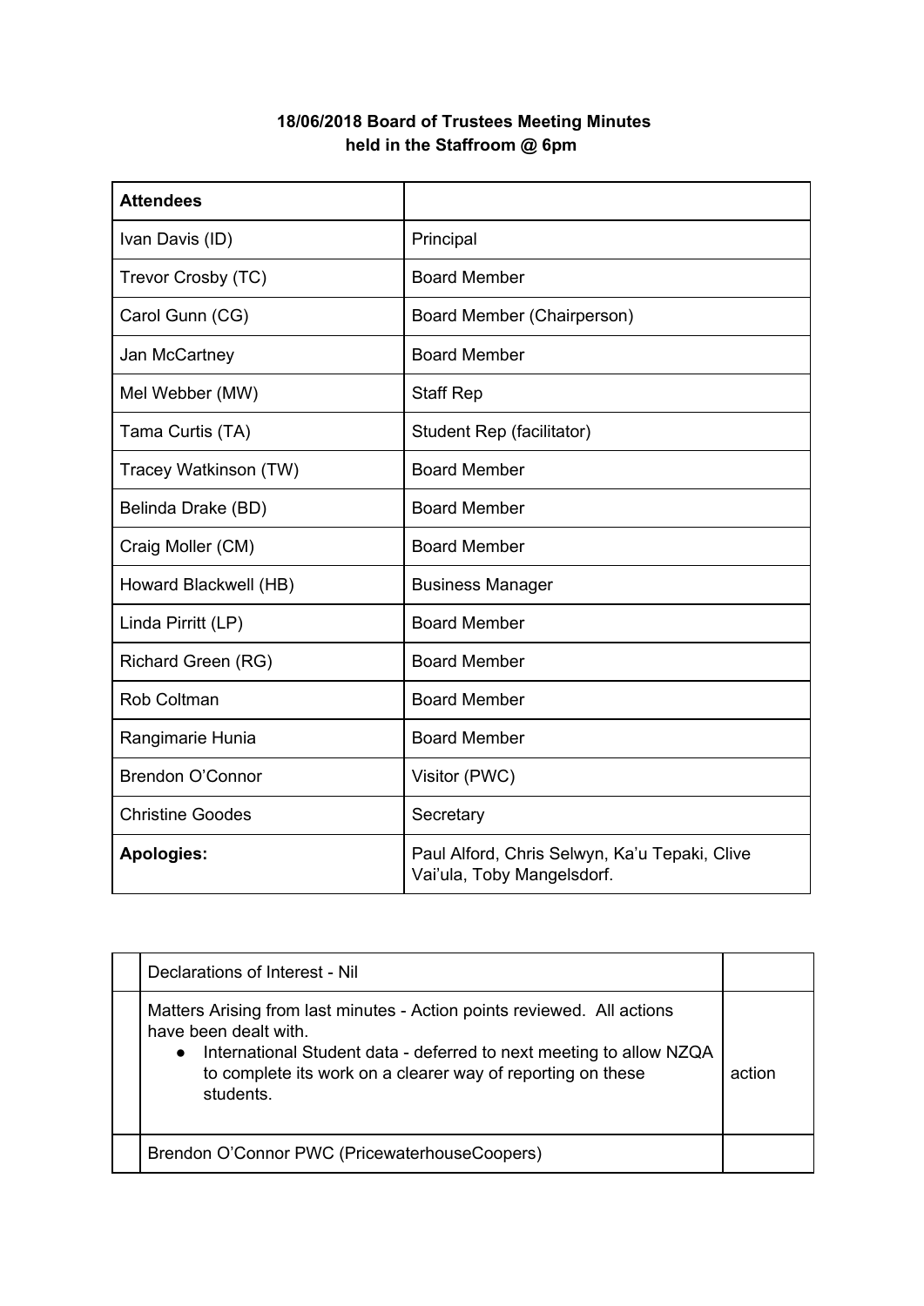**18/06/2018 Board of Trustees Meeting Minutes**
**held in the Staffroom @ 6pm**

| **Attendees** | |
|---|---|
| Ivan Davis (ID) | Principal |
| Trevor Crosby (TC) | Board Member |
| Carol Gunn (CG) | Board Member (Chairperson) |
| Jan McCartney | Board Member |
| Mel Webber (MW) | Staff Rep |
| Tama Curtis (TA) | Student Rep (facilitator) |
| Tracey Watkinson (TW) | Board Member |
| Belinda Drake (BD) | Board Member |
| Craig Moller (CM) | Board Member |
| Howard Blackwell (HB) | Business Manager |
| Linda Pirritt (LP) | Board Member |
| Richard Green (RG) | Board Member |
| Rob Coltman | Board Member |
| Rangimarie Hunia | Board Member |
| Brendon O'Connor | Visitor (PWC) |
| Christine Goodes | Secretary |
| **Apologies:** | Paul Alford, Chris Selwyn, Ka'u Tepaki, Clive Vai'ula, Toby Mangelsdorf. |

| | | |
|---|---|---|
| | Declarations of Interest - Nil | |
| | Matters Arising from last minutes - Action points reviewed. All actions have been dealt with.<br>• International Student data - deferred to next meeting to allow NZQA to complete its work on a clearer way of reporting on these students. | action |
| | Brendon O'Connor PWC (PricewaterhouseCoopers) | |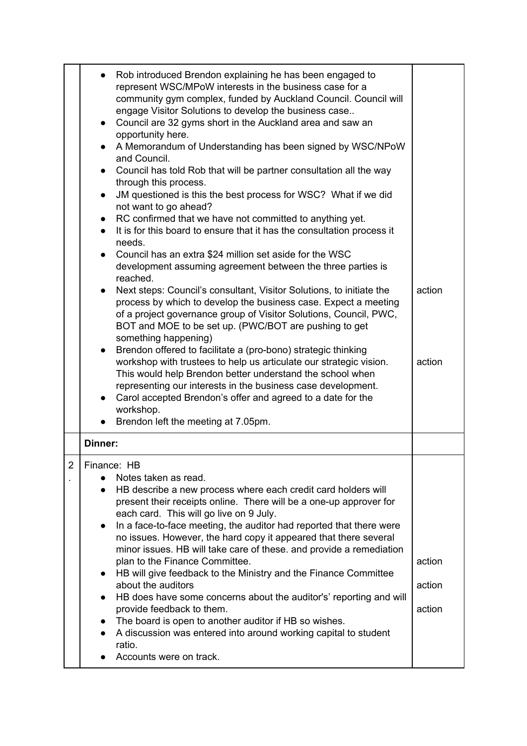| | | |
|---|---|---|
| | • Rob introduced Brendon explaining he has been engaged to represent WSC/MPoW interests in the business case for a community gym complex, funded by Auckland Council. Council will engage Visitor Solutions to develop the business case..<br>• Council are 32 gyms short in the Auckland area and saw an opportunity here.<br>• A Memorandum of Understanding has been signed by WSC/NPoW and Council.<br>• Council has told Rob that will be partner consultation all the way through this process.<br>• JM questioned is this the best process for WSC? What if we did not want to go ahead?<br>• RC confirmed that we have not committed to anything yet.<br>• It is for this board to ensure that it has the consultation process it needs.<br>• Council has an extra $24 million set aside for the WSC development assuming agreement between the three parties is reached.<br>• Next steps: Council's consultant, Visitor Solutions, to initiate the process by which to develop the business case. Expect a meeting of a project governance group of Visitor Solutions, Council, PWC, BOT and MOE to be set up. (PWC/BOT are pushing to get something happening)<br>• Brendon offered to facilitate a (pro-bono) strategic thinking workshop with trustees to help us articulate our strategic vision. This would help Brendon better understand the school when representing our interests in the business case development.<br>• Carol accepted Brendon's offer and agreed to a date for the workshop.<br>• Brendon left the meeting at 7.05pm. | action<br><br>action |
| | **Dinner:** | |
| 2. | Finance: HB<br>• Notes taken as read.<br>• HB describe a new process where each credit card holders will present their receipts online. There will be a one-up approver for each card. This will go live on 9 July.<br>• In a face-to-face meeting, the auditor had reported that there were no issues. However, the hard copy it appeared that there several minor issues. HB will take care of these. and provide a remediation plan to the Finance Committee.<br>• HB will give feedback to the Ministry and the Finance Committee about the auditors<br>• HB does have some concerns about the auditor's' reporting and will provide feedback to them.<br>• The board is open to another auditor if HB so wishes.<br>• A discussion was entered into around working capital to student ratio.<br>• Accounts were on track. | action<br><br>action<br><br>action |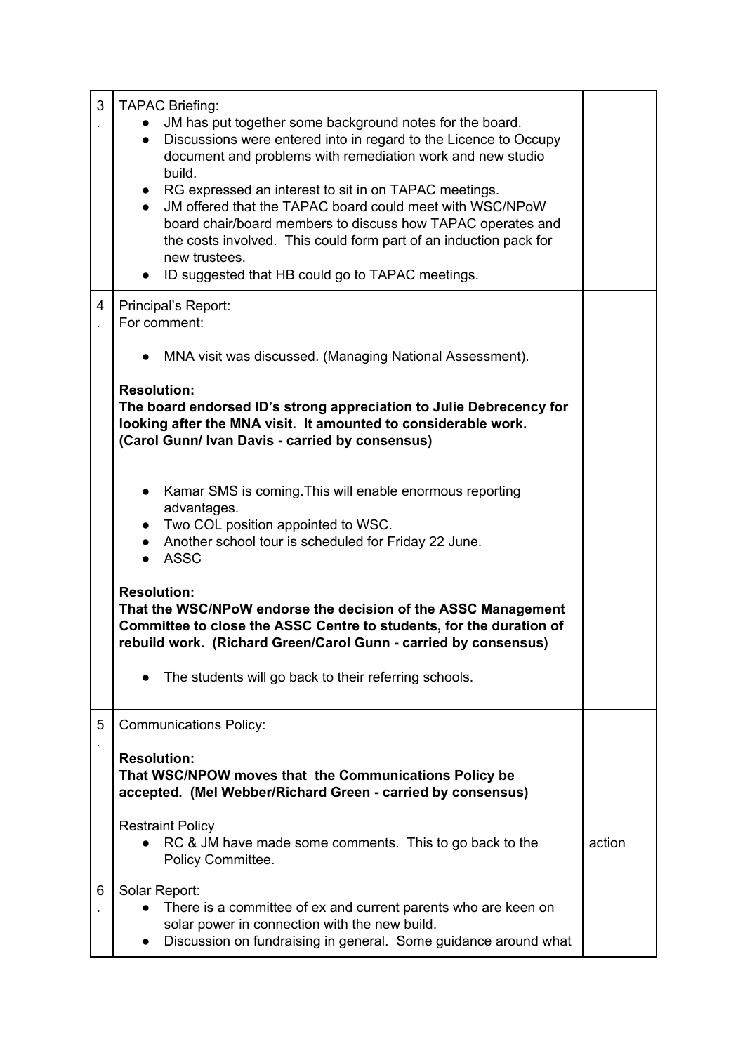| | | |
|---|---|---|
| 3. | TAPAC Briefing:<br>• JM has put together some background notes for the board.<br>• Discussions were entered into in regard to the Licence to Occupy document and problems with remediation work and new studio build.<br>• RG expressed an interest to sit in on TAPAC meetings.<br>• JM offered that the TAPAC board could meet with WSC/NPoW board chair/board members to discuss how TAPAC operates and the costs involved. This could form part of an induction pack for new trustees.<br>• ID suggested that HB could go to TAPAC meetings. | |
| 4. | Principal's Report:<br>For comment:<br><br>• MNA visit was discussed. (Managing National Assessment).<br><br>**Resolution:**<br>**The board endorsed ID's strong appreciation to Julie Debrecency for looking after the MNA visit. It amounted to considerable work. (Carol Gunn/ Ivan Davis - carried by consensus)**<br><br>• Kamar SMS is coming.This will enable enormous reporting advantages.<br>• Two COL position appointed to WSC.<br>• Another school tour is scheduled for Friday 22 June.<br>• ASSC<br><br>**Resolution:**<br>**That the WSC/NPoW endorse the decision of the ASSC Management Committee to close the ASSC Centre to students, for the duration of rebuild work. (Richard Green/Carol Gunn - carried by consensus)**<br><br>• The students will go back to their referring schools. | |
| 5. | Communications Policy:<br><br>**Resolution:**<br>**That WSC/NPOW moves that the Communications Policy be accepted. (Mel Webber/Richard Green - carried by consensus)**<br><br>Restraint Policy<br>• RC & JM have made some comments. This to go back to the Policy Committee. | action |
| 6. | Solar Report:<br>• There is a committee of ex and current parents who are keen on solar power in connection with the new build.<br>• Discussion on fundraising in general. Some guidance around what | |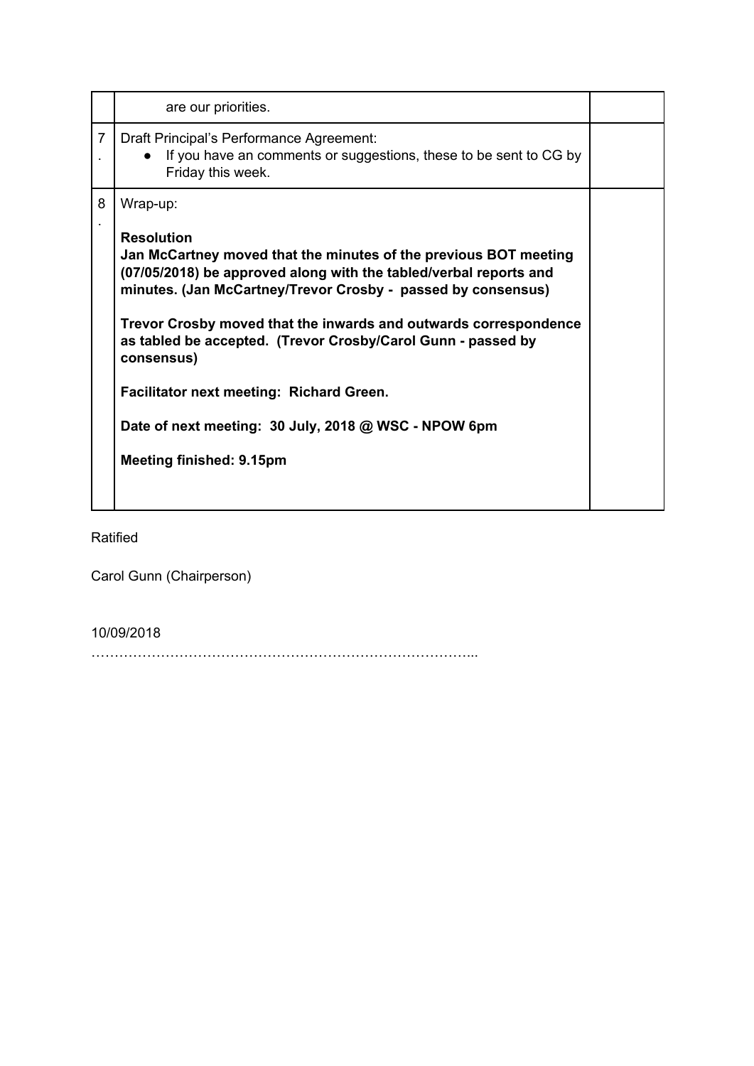| | | |
|---|---|---|
| | are our priorities. | |
| 7. | Draft Principal's Performance Agreement:<br>• If you have an comments or suggestions, these to be sent to CG by Friday this week. | |
| 8. | Wrap-up:<br><br>**Resolution**<br>**Jan McCartney moved that the minutes of the previous BOT meeting (07/05/2018) be approved along with the tabled/verbal reports and minutes. (Jan McCartney/Trevor Crosby - passed by consensus)**<br><br>**Trevor Crosby moved that the inwards and outwards correspondence as tabled be accepted. (Trevor Crosby/Carol Gunn - passed by consensus)**<br><br>**Facilitator next meeting: Richard Green.**<br><br>**Date of next meeting: 30 July, 2018 @ WSC - NPOW 6pm**<br><br>**Meeting finished: 9.15pm** | |

Ratified

Carol Gunn (Chairperson)

10/09/2018

…………………………………………………………………………...